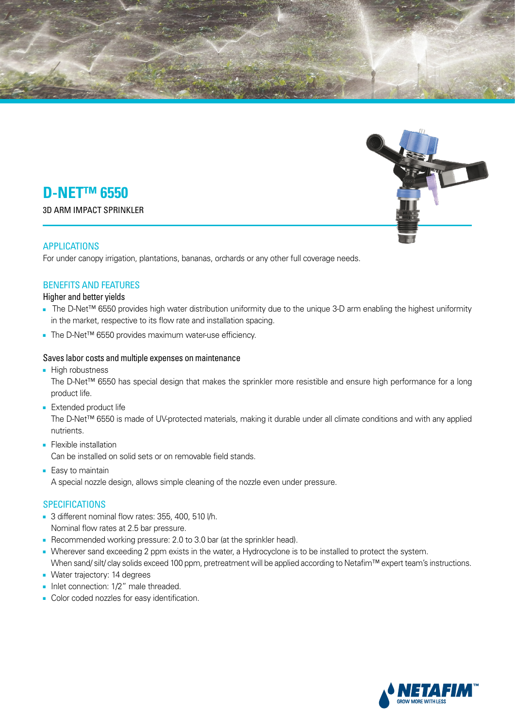# D-NET™ 6550

3D ARM IMPACT SPRINKLER

## APPLICATIONS

For under canopy irrigation, plantations, bananas, orchards or any other full coverage needs.

## BENEFITS AND FEATURES

### Higher and better yields

- The D-Net™ 6550 provides high water distribution uniformity due to the unique 3-D arm enabling the highest uniformity in the market, respective to its flow rate and installation spacing.
- The D-Net™ 6550 provides maximum water-use efficiency.

### Saves labor costs and multiple expenses on maintenance

- High robustness
  The D-Net™ 6550 has special design that makes the sprinkler more resistible and ensure high performance for a long product life.
- Extended product life
  The D-Net™ 6550 is made of UV-protected materials, making it durable under all climate conditions and with any applied nutrients.
- Flexible installation
  Can be installed on solid sets or on removable field stands.
- Easy to maintain
  A special nozzle design, allows simple cleaning of the nozzle even under pressure.

## SPECIFICATIONS

- 3 different nominal flow rates: 355, 400, 510 l/h.
  Nominal flow rates at 2.5 bar pressure.
- Recommended working pressure: 2.0 to 3.0 bar (at the sprinkler head).
- Wherever sand exceeding 2 ppm exists in the water, a Hydrocyclone is to be installed to protect the system.
  When sand/ silt/ clay solids exceed 100 ppm, pretreatment will be applied according to Netafim™ expert team's instructions.
- Water trajectory: 14 degrees
- Inlet connection: 1/2" male threaded.
- Color coded nozzles for easy identification.

NETAFIM™ GROW MORE WITH LESS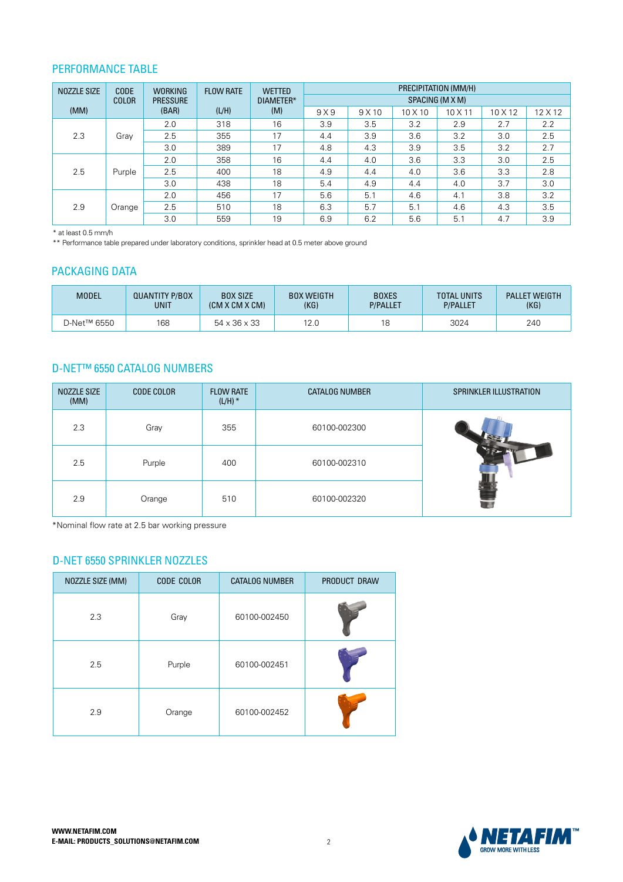## PERFORMANCE TABLE

| NOZZLE SIZE (MM) | CODE COLOR | WORKING PRESSURE (BAR) | FLOW RATE (L/H) | WETTED DIAMETER* (M) | PRECIPITATION (MM/H) SPACING (M X M) | | | | | |
|---|---|---|---|---|---|---|---|---|---|---|
| | | | | | 9 X 9 | 9 X 10 | 10 X 10 | 10 X 11 | 10 X 12 | 12 X 12 |
| 2.3 | Gray | 2.0 | 318 | 16 | 3.9 | 3.5 | 3.2 | 2.9 | 2.7 | 2.2 |
| | | 2.5 | 355 | 17 | 4.4 | 3.9 | 3.6 | 3.2 | 3.0 | 2.5 |
| | | 3.0 | 389 | 17 | 4.8 | 4.3 | 3.9 | 3.5 | 3.2 | 2.7 |
| 2.5 | Purple | 2.0 | 358 | 16 | 4.4 | 4.0 | 3.6 | 3.3 | 3.0 | 2.5 |
| | | 2.5 | 400 | 18 | 4.9 | 4.4 | 4.0 | 3.6 | 3.3 | 2.8 |
| | | 3.0 | 438 | 18 | 5.4 | 4.9 | 4.4 | 4.0 | 3.7 | 3.0 |
| 2.9 | Orange | 2.0 | 456 | 17 | 5.6 | 5.1 | 4.6 | 4.1 | 3.8 | 3.2 |
| | | 2.5 | 510 | 18 | 6.3 | 5.7 | 5.1 | 4.6 | 4.3 | 3.5 |
| | | 3.0 | 559 | 19 | 6.9 | 6.2 | 5.6 | 5.1 | 4.7 | 3.9 |

\* at least 0.5 mm/h

\*\* Performance table prepared under laboratory conditions, sprinkler head at 0.5 meter above ground

## PACKAGING DATA

| MODEL | QUANTITY P/BOX UNIT | BOX SIZE (CM X CM X CM) | BOX WEIGTH (KG) | BOXES P/PALLET | TOTAL UNITS P/PALLET | PALLET WEIGTH (KG) |
|---|---|---|---|---|---|---|
| D-Net™ 6550 | 168 | 54 x 36 x 33 | 12.0 | 18 | 3024 | 240 |

## D-NET™ 6550 CATALOG NUMBERS

| NOZZLE SIZE (MM) | CODE COLOR | FLOW RATE (L/H) * | CATALOG NUMBER | SPRINKLER ILLUSTRATION |
|---|---|---|---|---|
| 2.3 | Gray | 355 | 60100-002300 | |
| 2.5 | Purple | 400 | 60100-002310 | |
| 2.9 | Orange | 510 | 60100-002320 | |

*Nominal flow rate at 2.5 bar working pressure

## D-NET 6550 SPRINKLER NOZZLES

| NOZZLE SIZE (MM) | CODE COLOR | CATALOG NUMBER | PRODUCT DRAW |
|---|---|---|---|
| 2.3 | Gray | 60100-002450 | |
| 2.5 | Purple | 60100-002451 | |
| 2.9 | Orange | 60100-002452 | |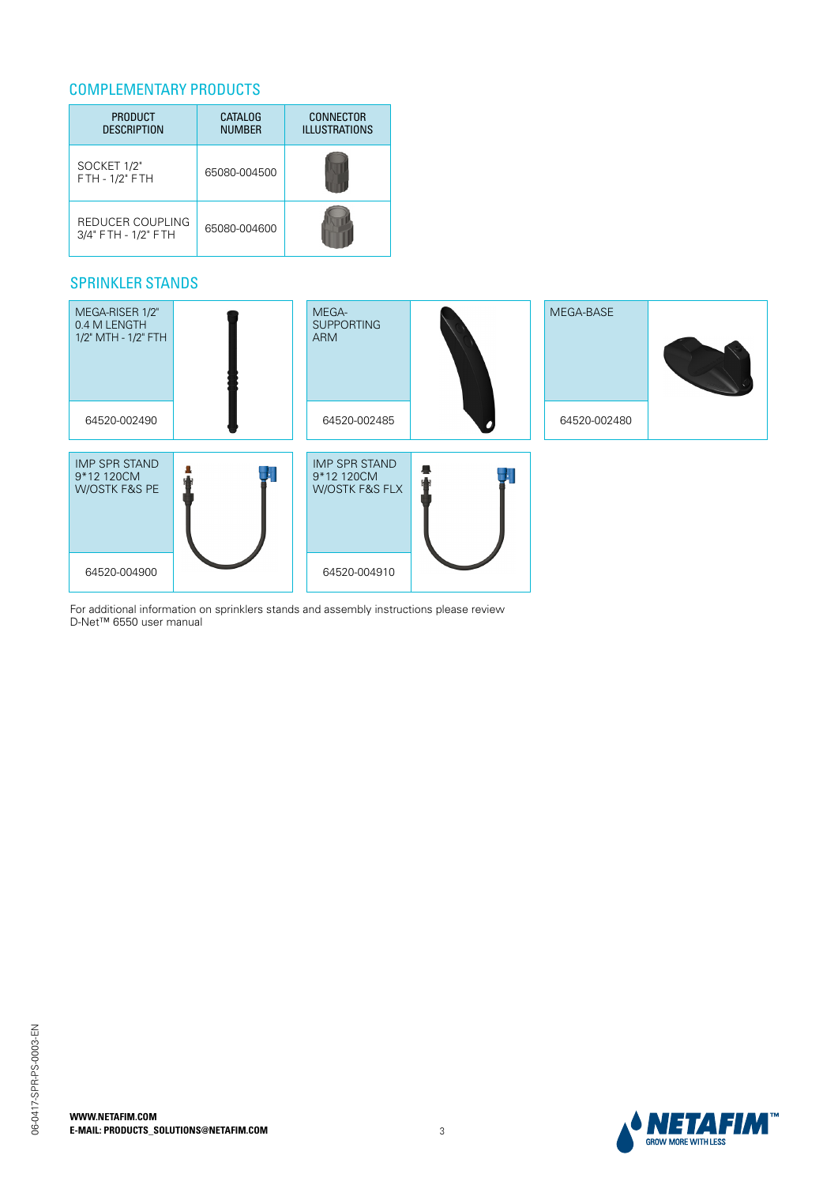## COMPLEMENTARY PRODUCTS

| PRODUCT DESCRIPTION | CATALOG NUMBER | CONNECTOR ILLUSTRATIONS |
|---|---|---|
| SOCKET 1/2" FTH - 1/2" FTH | 65080-004500 | |
| REDUCER COUPLING 3/4" FTH - 1/2" FTH | 65080-004600 | |

## SPRINKLER STANDS

| | |
|---|---|
| MEGA-RISER 1/2" 0.4 M LENGTH 1/2" MTH - 1/2" FTH | 64520-002490 |
| MEGA-SUPPORTING ARM | 64520-002485 |
| MEGA-BASE | 64520-002480 |
| IMP SPR STAND 9*12 120CM W/OSTK F&S PE | 64520-004900 |
| IMP SPR STAND 9*12 120CM W/OSTK F&S FLX | 64520-004910 |

For additional information on sprinklers stands and assembly instructions please review D-Net™ 6550 user manual

06-0417-SPR-PS-0003-EN

**WWW.NETAFIM.COM**
**E-MAIL: PRODUCTS_SOLUTIONS@NETAFIM.COM**

NETAFIM™ GROW MORE WITH LESS